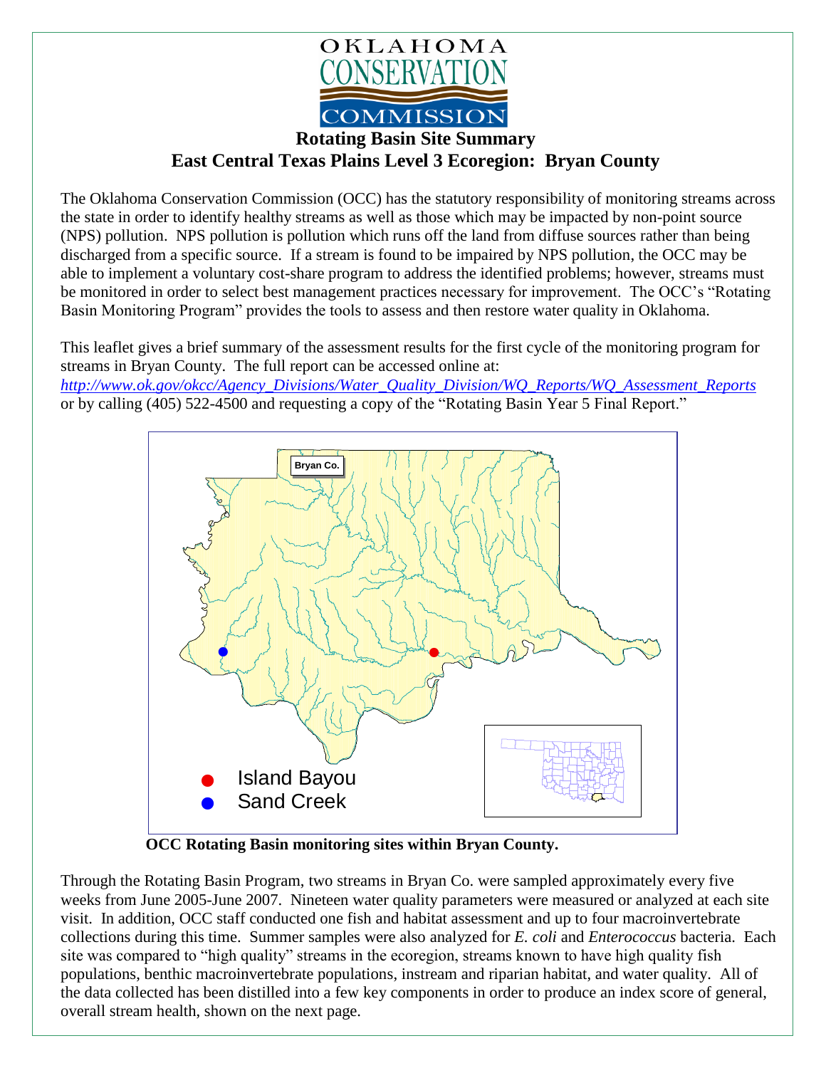OKLAHOMA CONSERVATION COMMISSION

# Rotating Basin Site Summary
## East Central Texas Plains Level 3 Ecoregion: Bryan County

The Oklahoma Conservation Commission (OCC) has the statutory responsibility of monitoring streams across the state in order to identify healthy streams as well as those which may be impacted by non-point source (NPS) pollution. NPS pollution is pollution which runs off the land from diffuse sources rather than being discharged from a specific source. If a stream is found to be impaired by NPS pollution, the OCC may be able to implement a voluntary cost-share program to address the identified problems; however, streams must be monitored in order to select best management practices necessary for improvement. The OCC's "Rotating Basin Monitoring Program" provides the tools to assess and then restore water quality in Oklahoma.

This leaflet gives a brief summary of the assessment results for the first cycle of the monitoring program for streams in Bryan County. The full report can be accessed online at:
*http://www.ok.gov/okcc/Agency_Divisions/Water_Quality_Division/WQ_Reports/WQ_Assessment_Reports*
or by calling (405) 522-4500 and requesting a copy of the "Rotating Basin Year 5 Final Report."

Bryan Co.

- Island Bayou
- Sand Creek

**OCC Rotating Basin monitoring sites within Bryan County.**

Through the Rotating Basin Program, two streams in Bryan Co. were sampled approximately every five weeks from June 2005-June 2007. Nineteen water quality parameters were measured or analyzed at each site visit. In addition, OCC staff conducted one fish and habitat assessment and up to four macroinvertebrate collections during this time. Summer samples were also analyzed for *E. coli* and *Enterococcus* bacteria. Each site was compared to "high quality" streams in the ecoregion, streams known to have high quality fish populations, benthic macroinvertebrate populations, instream and riparian habitat, and water quality. All of the data collected has been distilled into a few key components in order to produce an index score of general, overall stream health, shown on the next page.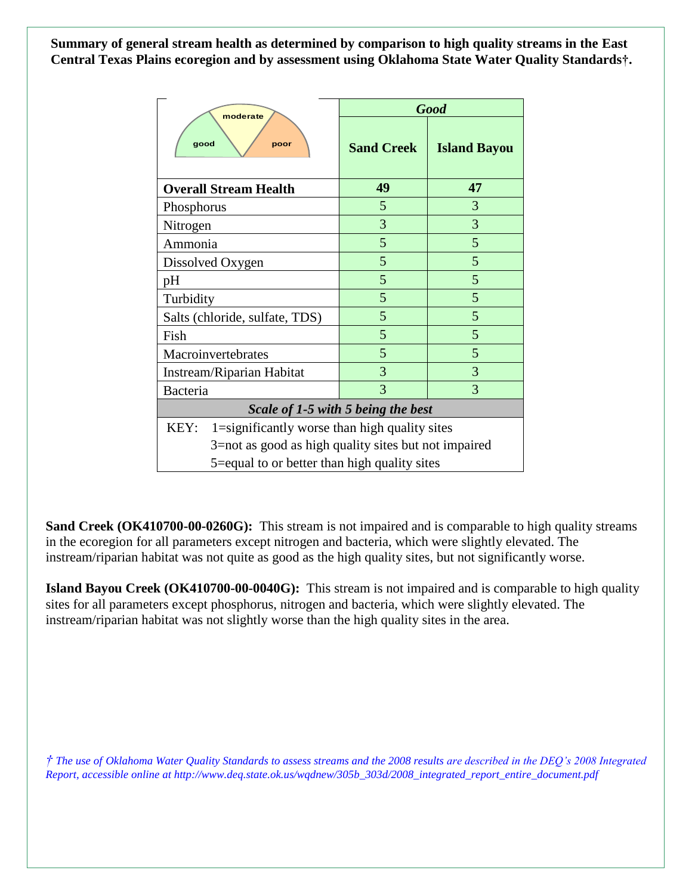**Summary of general stream health as determined by comparison to high quality streams in the East Central Texas Plains ecoregion and by assessment using Oklahoma State Water Quality Standards†.**

| | *Good* | |
|---|---|---|
| | **Sand Creek** | **Island Bayou** |
| **Overall Stream Health** | **49** | **47** |
| Phosphorus | 5 | 3 |
| Nitrogen | 3 | 3 |
| Ammonia | 5 | 5 |
| Dissolved Oxygen | 5 | 5 |
| pH | 5 | 5 |
| Turbidity | 5 | 5 |
| Salts (chloride, sulfate, TDS) | 5 | 5 |
| Fish | 5 | 5 |
| Macroinvertebrates | 5 | 5 |
| Instream/Riparian Habitat | 3 | 3 |
| Bacteria | 3 | 3 |
| ***Scale of 1-5 with 5 being the best*** | | |

KEY: 1=significantly worse than high quality sites
3=not as good as high quality sites but not impaired
5=equal to or better than high quality sites

**Sand Creek (OK410700-00-0260G):** This stream is not impaired and is comparable to high quality streams in the ecoregion for all parameters except nitrogen and bacteria, which were slightly elevated. The instream/riparian habitat was not quite as good as the high quality sites, but not significantly worse.

**Island Bayou Creek (OK410700-00-0040G):** This stream is not impaired and is comparable to high quality sites for all parameters except phosphorus, nitrogen and bacteria, which were slightly elevated. The instream/riparian habitat was not slightly worse than the high quality sites in the area.

*† The use of Oklahoma Water Quality Standards to assess streams and the 2008 results are described in the DEQ's 2008 Integrated Report, accessible online at http://www.deq.state.ok.us/wqdnew/305b_303d/2008_integrated_report_entire_document.pdf*